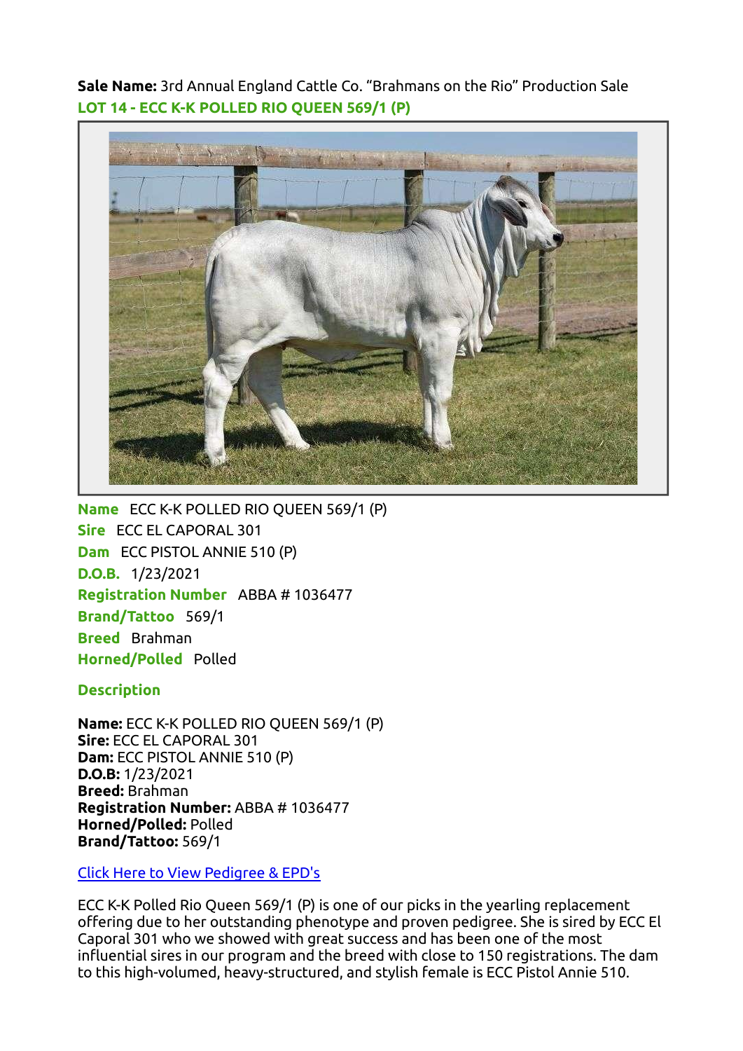**Sale Name:** 3rd Annual England Cattle Co. “Brahmans on the Rio” Production Sale

## LOT 14 - ECC K-K POLLED RIO QUEEN 569/1 (P)

**Name** ECC K-K POLLED RIO QUEEN 569/1 (P)
**Sire** ECC EL CAPORAL 301
**Dam** ECC PISTOL ANNIE 510 (P)
**D.O.B.** 1/23/2021
**Registration Number** ABBA # 1036477
**Brand/Tattoo** 569/1
**Breed** Brahman
**Horned/Polled** Polled

### Description

**Name:** ECC K-K POLLED RIO QUEEN 569/1 (P)
**Sire:** ECC EL CAPORAL 301
**Dam:** ECC PISTOL ANNIE 510 (P)
**D.O.B:** 1/23/2021
**Breed:** Brahman
**Registration Number:** ABBA # 1036477
**Horned/Polled:** Polled
**Brand/Tattoo:** 569/1

Click Here to View Pedigree & EPD's

ECC K-K Polled Rio Queen 569/1 (P) is one of our picks in the yearling replacement offering due to her outstanding phenotype and proven pedigree. She is sired by ECC El Caporal 301 who we showed with great success and has been one of the most influential sires in our program and the breed with close to 150 registrations. The dam to this high-volumed, heavy-structured, and stylish female is ECC Pistol Annie 510.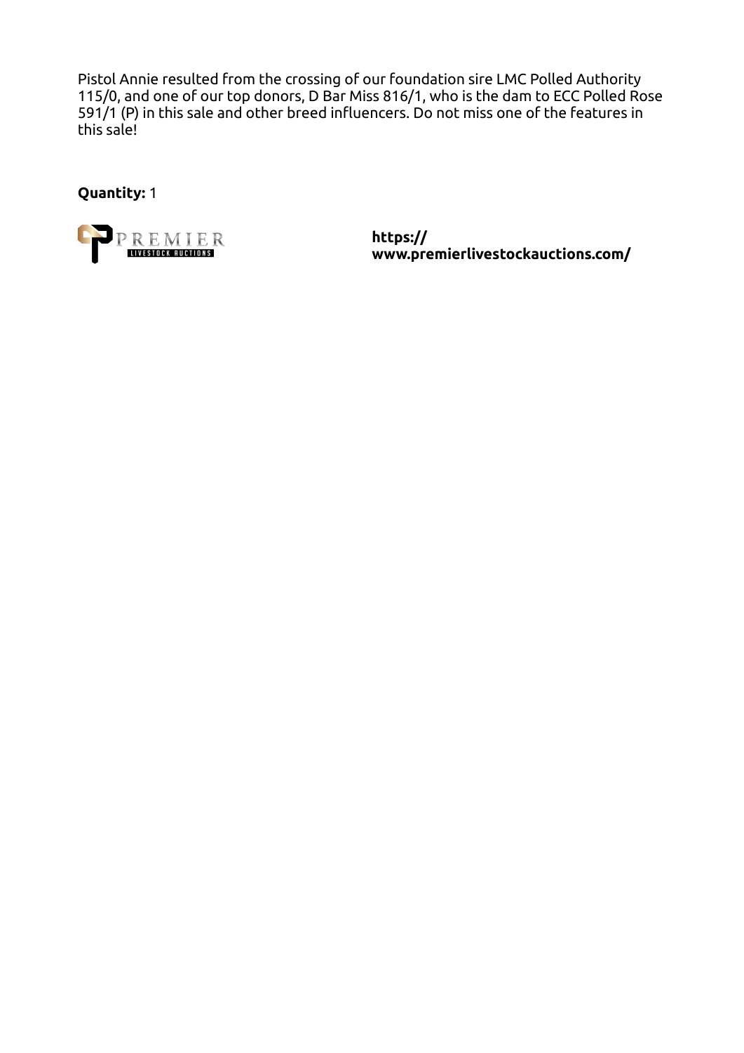Pistol Annie resulted from the crossing of our foundation sire LMC Polled Authority 115/0, and one of our top donors, D Bar Miss 816/1, who is the dam to ECC Polled Rose 591/1 (P) in this sale and other breed influencers. Do not miss one of the features in this sale!

**Quantity:** 1

PREMIER LIVESTOCK AUCTIONS

**https://www.premierlivestockauctions.com/**